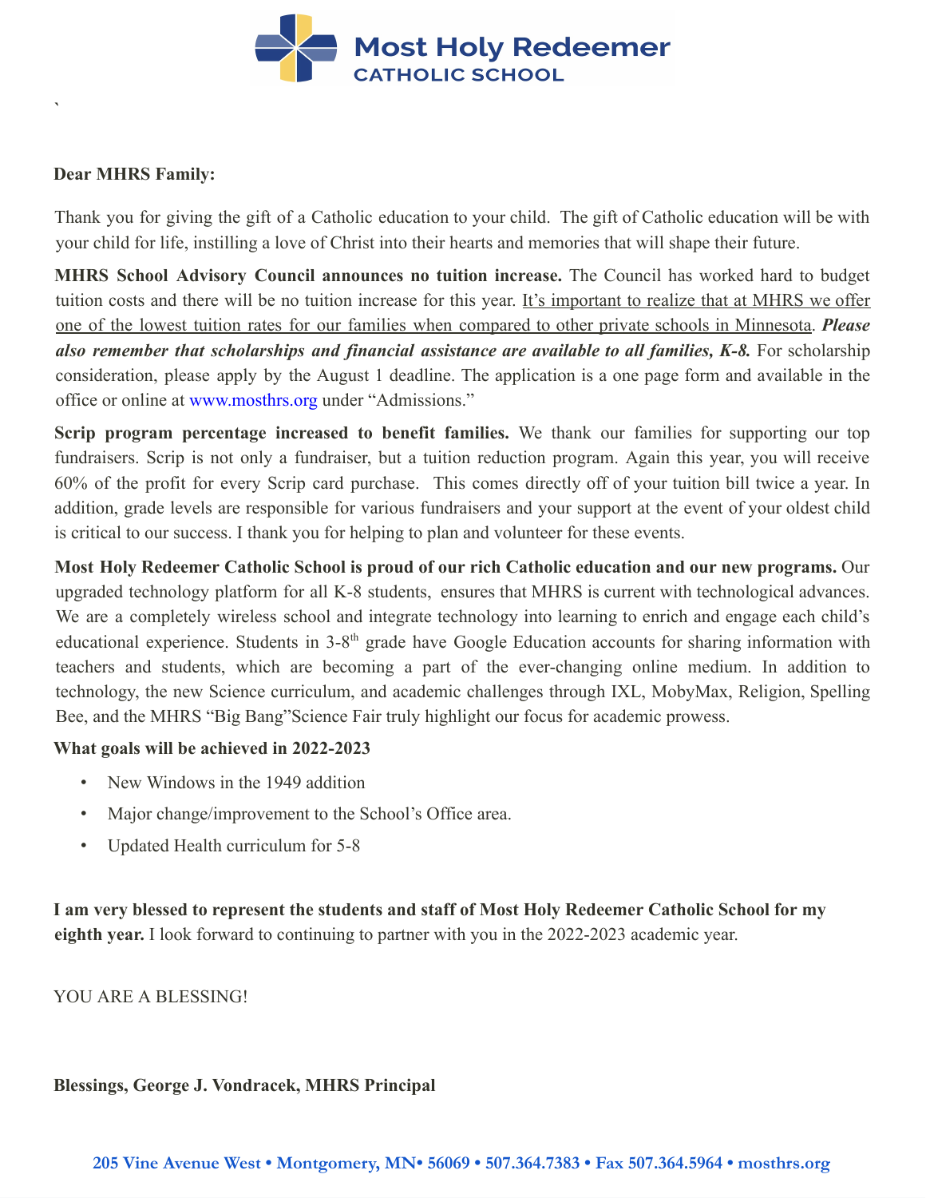# Most Holy Redeemer
## CATHOLIC SCHOOL

`

**Dear MHRS Family:**

Thank you for giving the gift of a Catholic education to your child. The gift of Catholic education will be with your child for life, instilling a love of Christ into their hearts and memories that will shape their future.

**MHRS School Advisory Council announces no tuition increase.** The Council has worked hard to budget tuition costs and there will be no tuition increase for this year. <u>It's important to realize that at MHRS we offer one of the lowest tuition rates for our families when compared to other private schools in Minnesota</u>. ***Please also remember that scholarships and financial assistance are available to all families, K-8.*** For scholarship consideration, please apply by the August 1 deadline. The application is a one page form and available in the office or online at www.mosthrs.org under "Admissions."

**Scrip program percentage increased to benefit families.** We thank our families for supporting our top fundraisers. Scrip is not only a fundraiser, but a tuition reduction program. Again this year, you will receive 60% of the profit for every Scrip card purchase. This comes directly off of your tuition bill twice a year. In addition, grade levels are responsible for various fundraisers and your support at the event of your oldest child is critical to our success. I thank you for helping to plan and volunteer for these events.

**Most Holy Redeemer Catholic School is proud of our rich Catholic education and our new programs.** Our upgraded technology platform for all K-8 students, ensures that MHRS is current with technological advances. We are a completely wireless school and integrate technology into learning to enrich and engage each child's educational experience. Students in 3-8th grade have Google Education accounts for sharing information with teachers and students, which are becoming a part of the ever-changing online medium. In addition to technology, the new Science curriculum, and academic challenges through IXL, MobyMax, Religion, Spelling Bee, and the MHRS "Big Bang"Science Fair truly highlight our focus for academic prowess.

**What goals will be achieved in 2022-2023**

- New Windows in the 1949 addition
- Major change/improvement to the School's Office area.
- Updated Health curriculum for 5-8

**I am very blessed to represent the students and staff of Most Holy Redeemer Catholic School for my eighth year.** I look forward to continuing to partner with you in the 2022-2023 academic year.

YOU ARE A BLESSING!

**Blessings, George J. Vondracek, MHRS Principal**

**205 Vine Avenue West • Montgomery, MN• 56069 • 507.364.7383 • Fax 507.364.5964 • mosthrs.org**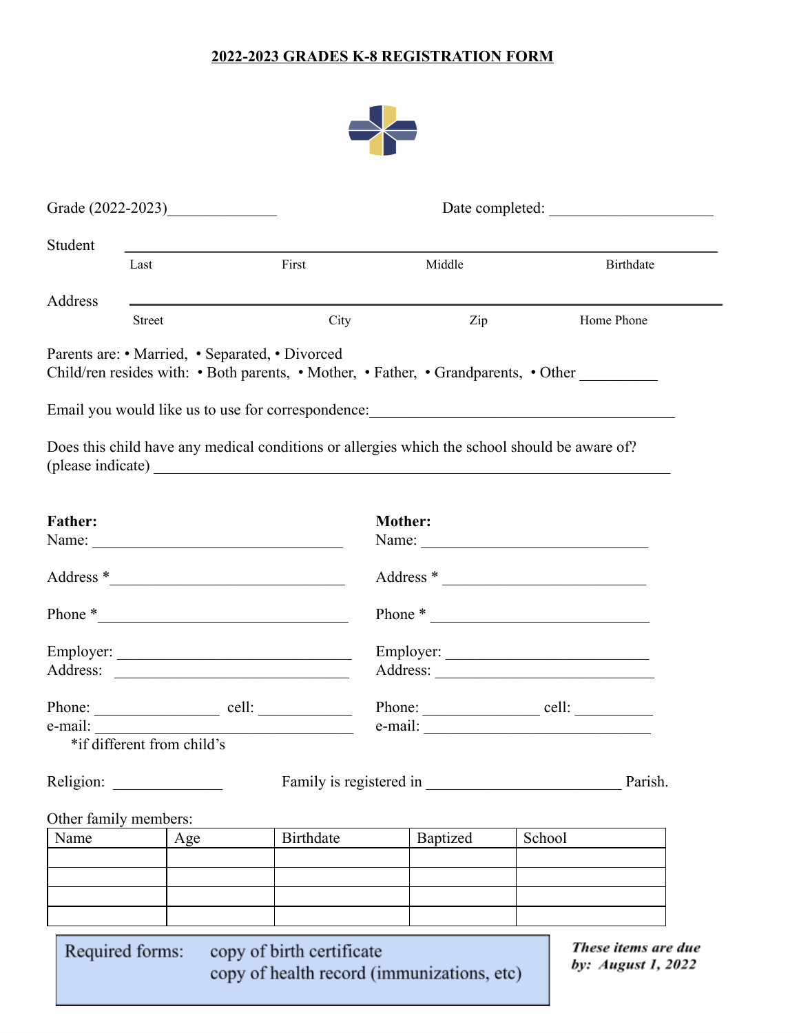**2022-2023 GRADES K-8 REGISTRATION FORM**

Grade (2022-2023)______________ Date completed: ______________________

Student ____________________________________________________________
Last First Middle Birthdate

Address ____________________________________________________________
Street City Zip Home Phone

Parents are: • Married, • Separated, • Divorced
Child/ren resides with: • Both parents, • Mother, • Father, • Grandparents, • Other __________

Email you would like us to use for correspondence:________________________________________

Does this child have any medical conditions or allergies which the school should be aware of?
(please indicate) ____________________________________________________________________

**Father:**
Name: ________________________________

Address * ______________________________

Phone * ________________________________

Employer: ______________________________
Address: _______________________________

Phone: ________________ cell: ____________
e-mail: _________________________________
*if different from child's

**Mother:**
Name: ______________________________

Address * ___________________________

Phone * _____________________________

Employer: ___________________________
Address: ____________________________

Phone: _______________ cell: __________
e-mail: ______________________________

Religion: ______________ Family is registered in _________________________ Parish.

Other family members:

| Name | Age | Birthdate | Baptized | School |
|---|---|---|---|---|
| | | | | |
| | | | | |
| | | | | |
| | | | | |

Required forms: copy of birth certificate
copy of health record (immunizations, etc)

***These items are due by: August 1, 2022***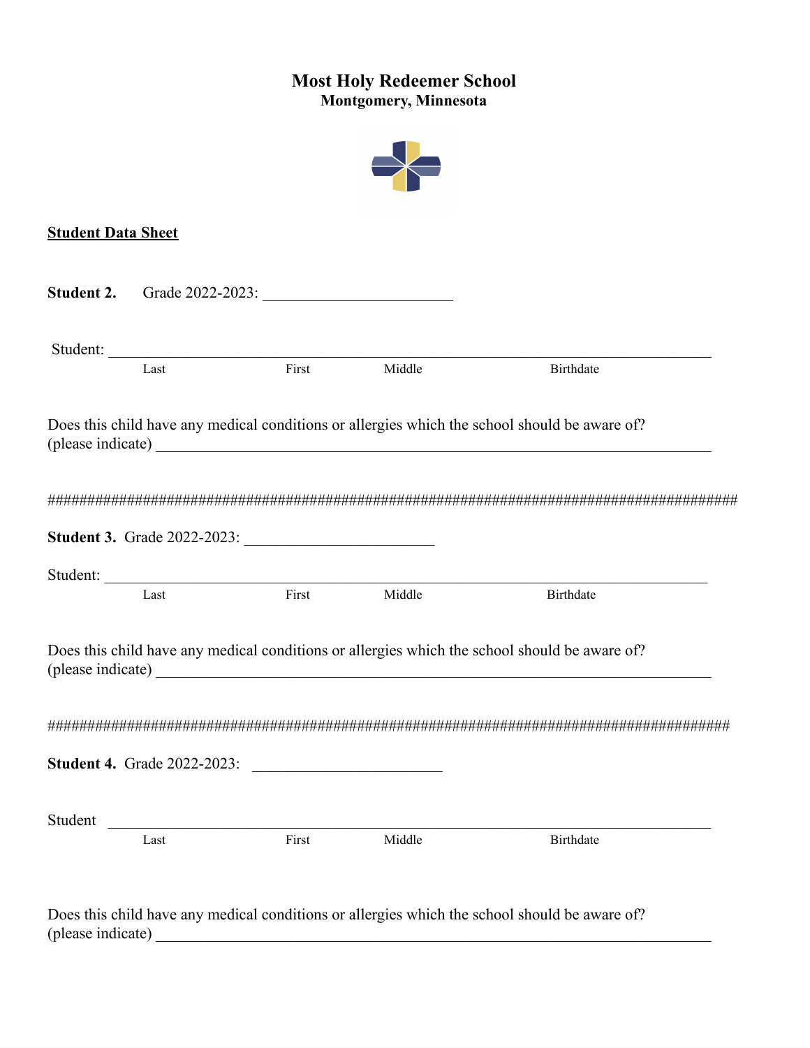# Most Holy Redeemer School
**Montgomery, Minnesota**

**Student Data Sheet**

**Student 2.** Grade 2022-2023: ________________________

Student: ____________________________________________________________________________
Last First Middle Birthdate

Does this child have any medical conditions or allergies which the school should be aware of?
(please indicate) ______________________________________________________________________

############################################################################################

**Student 3.** Grade 2022-2023: ________________________

Student: ____________________________________________________________________________
Last First Middle Birthdate

Does this child have any medical conditions or allergies which the school should be aware of?
(please indicate) ______________________________________________________________________

############################################################################################

**Student 4.** Grade 2022-2023: ________________________

Student ____________________________________________________________________________
Last First Middle Birthdate

Does this child have any medical conditions or allergies which the school should be aware of?
(please indicate) ______________________________________________________________________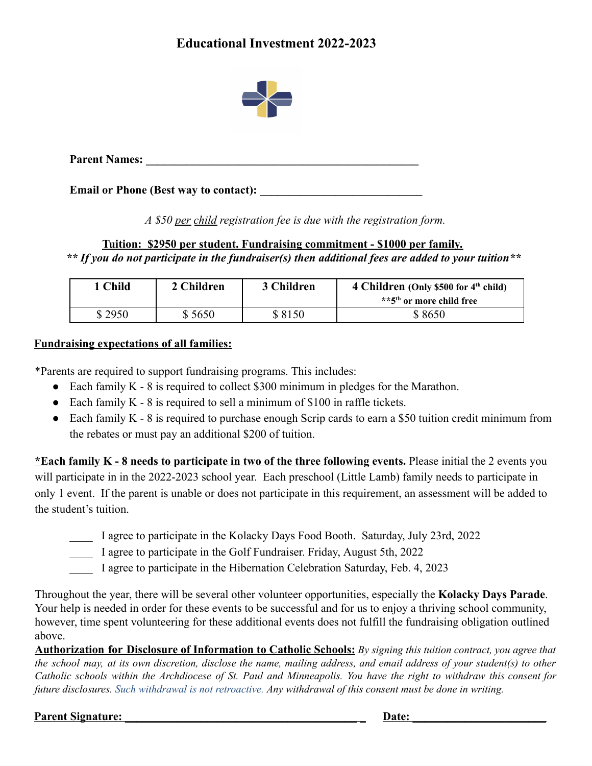# Educational Investment 2022-2023

**Parent Names: ______________________________________________**

**Email or Phone (Best way to contact): ___________________________**

*A $50 per child registration fee is due with the registration form.*

**Tuition: $2950 per student. Fundraising commitment - $1000 per family.**
***\*\* If you do not participate in the fundraiser(s) then additional fees are added to your tuition\*\****

| 1 Child | 2 Children | 3 Children | 4 Children (Only $500 for 4th child) **5th or more child free |
|---|---|---|---|
| $ 2950 | $ 5650 | $ 8150 | $ 8650 |

**Fundraising expectations of all families:**

*Parents are required to support fundraising programs. This includes:

- Each family K - 8 is required to collect $300 minimum in pledges for the Marathon.
- Each family K - 8 is required to sell a minimum of $100 in raffle tickets.
- Each family K - 8 is required to purchase enough Scrip cards to earn a $50 tuition credit minimum from the rebates or must pay an additional $200 of tuition.

**\*Each family K - 8 needs to participate in two of the three following events.** Please initial the 2 events you will participate in in the 2022-2023 school year. Each preschool (Little Lamb) family needs to participate in only 1 event. If the parent is unable or does not participate in this requirement, an assessment will be added to the student's tuition.

____ I agree to participate in the Kolacky Days Food Booth. Saturday, July 23rd, 2022
____ I agree to participate in the Golf Fundraiser. Friday, August 5th, 2022
____ I agree to participate in the Hibernation Celebration Saturday, Feb. 4, 2023

Throughout the year, there will be several other volunteer opportunities, especially the **Kolacky Days Parade**. Your help is needed in order for these events to be successful and for us to enjoy a thriving school community, however, time spent volunteering for these additional events does not fulfill the fundraising obligation outlined above.

**Authorization for Disclosure of Information to Catholic Schools:** *By signing this tuition contract, you agree that the school may, at its own discretion, disclose the name, mailing address, and email address of your student(s) to other Catholic schools within the Archdiocese of St. Paul and Minneapolis. You have the right to withdraw this consent for future disclosures. Such withdrawal is not retroactive. Any withdrawal of this consent must be done in writing.*

**Parent Signature: ________________________________________ Date: ______________________**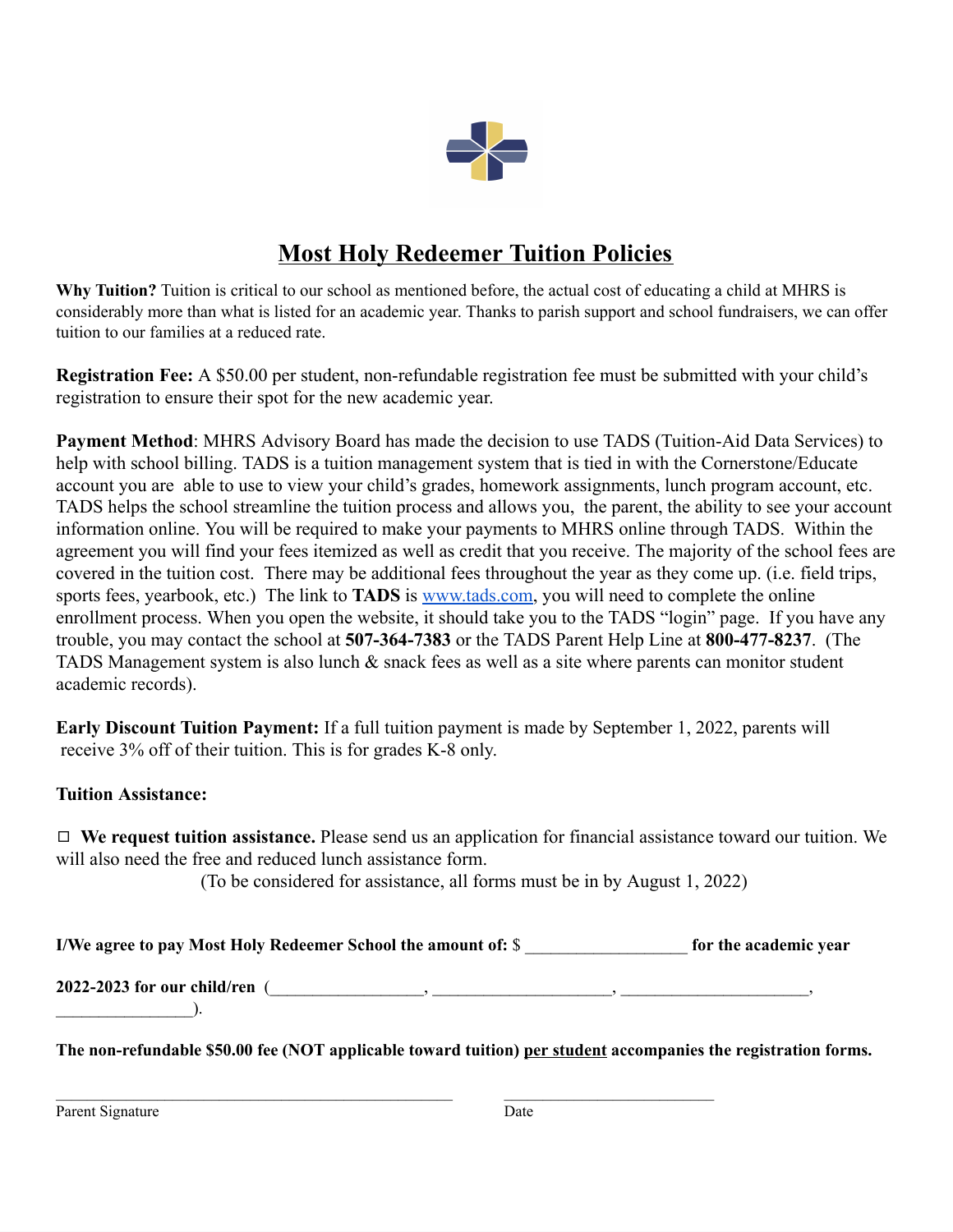# Most Holy Redeemer Tuition Policies

**Why Tuition?** Tuition is critical to our school as mentioned before, the actual cost of educating a child at MHRS is considerably more than what is listed for an academic year. Thanks to parish support and school fundraisers, we can offer tuition to our families at a reduced rate.

**Registration Fee:** A $50.00 per student, non-refundable registration fee must be submitted with your child's registration to ensure their spot for the new academic year.

**Payment Method**: MHRS Advisory Board has made the decision to use TADS (Tuition-Aid Data Services) to help with school billing. TADS is a tuition management system that is tied in with the Cornerstone/Educate account you are able to use to view your child's grades, homework assignments, lunch program account, etc. TADS helps the school streamline the tuition process and allows you, the parent, the ability to see your account information online. You will be required to make your payments to MHRS online through TADS. Within the agreement you will find your fees itemized as well as credit that you receive. The majority of the school fees are covered in the tuition cost. There may be additional fees throughout the year as they come up. (i.e. field trips, sports fees, yearbook, etc.) The link to **TADS** is [www.tads.com](http://www.tads.com), you will need to complete the online enrollment process. When you open the website, it should take you to the TADS "login" page. If you have any trouble, you may contact the school at **507-364-7383** or the TADS Parent Help Line at **800-477-8237**. (The TADS Management system is also lunch & snack fees as well as a site where parents can monitor student academic records).

**Early Discount Tuition Payment:** If a full tuition payment is made by September 1, 2022, parents will receive 3% off of their tuition. This is for grades K-8 only.

**Tuition Assistance:**

☐ **We request tuition assistance.** Please send us an application for financial assistance toward our tuition. We will also need the free and reduced lunch assistance form.

(To be considered for assistance, all forms must be in by August 1, 2022)

**I/We agree to pay Most Holy Redeemer School the amount of:** $ __________________ **for the academic year 2022-2023 for our child/ren** (_________________, ____________________, _____________________, _______________).

**The non-refundable $50.00 fee (NOT applicable toward tuition) per student accompanies the registration forms.**

_______________________________________________ Parent Signature

_________________________ Date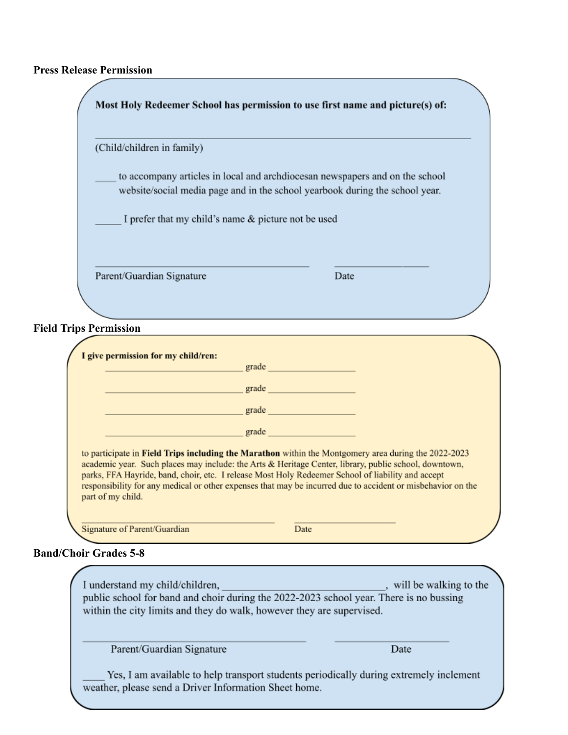**Press Release Permission**

**Most Holy Redeemer School has permission to use first name and picture(s) of:**

______________________________________________________________

(Child/children in family)

____ to accompany articles in local and archdiocesan newspapers and on the school website/social media page and in the school yearbook during the school year.

_____ I prefer that my child's name & picture not be used

___________________________________ _______________

Parent/Guardian Signature Date

**Field Trips Permission**

**I give permission for my child/ren:**

_____________________________ grade __________________

_____________________________ grade __________________

_____________________________ grade __________________

_____________________________ grade __________________

to participate in **Field Trips including the Marathon** within the Montgomery area during the 2022-2023 academic year. Such places may include: the Arts & Heritage Center, library, public school, downtown, parks, FFA Hayride, band, choir, etc. I release Most Holy Redeemer School of liability and accept responsibility for any medical or other expenses that may be incurred due to accident or misbehavior on the part of my child.

___________________________________ _____________________

Signature of Parent/Guardian Date

**Band/Choir Grades 5-8**

I understand my child/children, ______________________________, will be walking to the public school for band and choir during the 2022-2023 school year. There is no bussing within the city limits and they do walk, however they are supervised.

___________________________________ _____________________

Parent/Guardian Signature Date

____ Yes, I am available to help transport students periodically during extremely inclement weather, please send a Driver Information Sheet home.